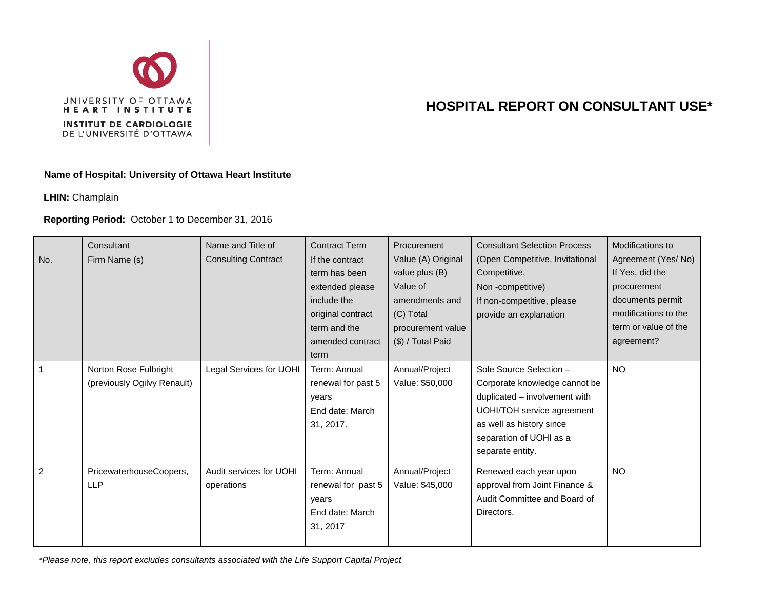UNIVERSITY OF OTTAWA HEART INSTITUTE

INSTITUT DE CARDIOLOGIE DE L'UNIVERSITÉ D'OTTAWA

# HOSPITAL REPORT ON CONSULTANT USE*

**Name of Hospital: University of Ottawa Heart Institute**

**LHIN:** Champlain

**Reporting Period:** October 1 to December 31, 2016

| No. | Consultant Firm Name (s) | Name and Title of Consulting Contract | Contract Term If the contract term has been extended please include the original contract term and the amended contract term | Procurement Value (A) Original value plus (B) Value of amendments and (C) Total procurement value ($) / Total Paid | Consultant Selection Process (Open Competitive, Invitational Competitive, Non -competitive) If non-competitive, please provide an explanation | Modifications to Agreement (Yes/ No) If Yes, did the procurement documents permit modifications to the term or value of the agreement? |
|---|---|---|---|---|---|---|
| 1 | Norton Rose Fulbright (previously Ogilvy Renault) | Legal Services for UOHI | Term: Annual renewal for past 5 years End date: March 31, 2017. | Annual/Project Value: $50,000 | Sole Source Selection – Corporate knowledge cannot be duplicated – involvement with UOHI/TOH service agreement as well as history since separation of UOHI as a separate entity. | NO |
| 2 | PricewaterhouseCoopers, LLP | Audit services for UOHI operations | Term: Annual renewal for past 5 years End date: March 31, 2017 | Annual/Project Value: $45,000 | Renewed each year upon approval from Joint Finance & Audit Committee and Board of Directors. | NO |

*\*Please note, this report excludes consultants associated with the Life Support Capital Project*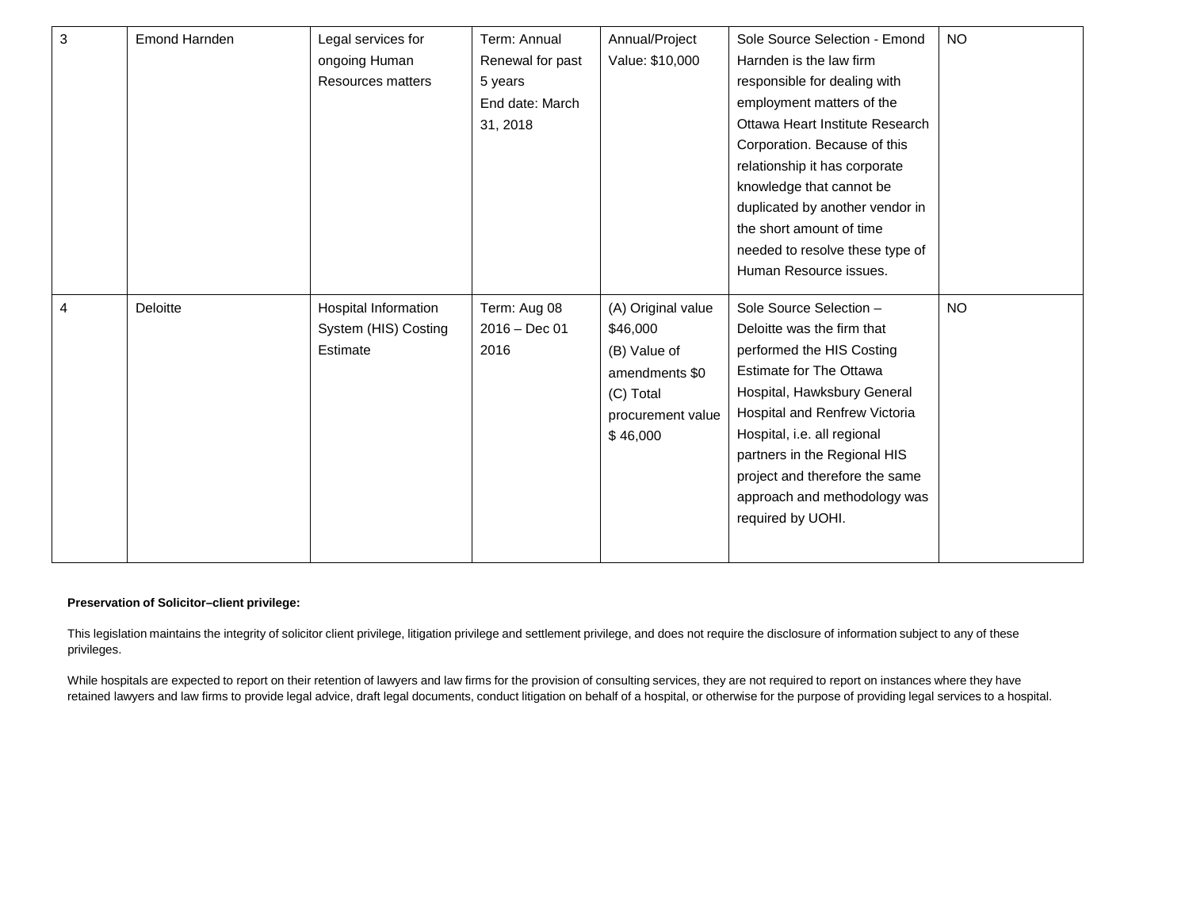| | | | | | | |
|---|---|---|---|---|---|---|
| 3 | Emond Harnden | Legal services for ongoing Human Resources matters | Term: Annual Renewal for past 5 years<br>End date: March 31, 2018 | Annual/Project Value: $10,000 | Sole Source Selection - Emond Harnden is the law firm responsible for dealing with employment matters of the Ottawa Heart Institute Research Corporation. Because of this relationship it has corporate knowledge that cannot be duplicated by another vendor in the short amount of time needed to resolve these type of Human Resource issues. | NO |
| 4 | Deloitte | Hospital Information System (HIS) Costing Estimate | Term: Aug 08 2016 – Dec 01 2016 | (A) Original value $46,000<br>(B) Value of amendments $0<br>(C) Total procurement value $ 46,000 | Sole Source Selection – Deloitte was the firm that performed the HIS Costing Estimate for The Ottawa Hospital, Hawksbury General Hospital and Renfrew Victoria Hospital, i.e. all regional partners in the Regional HIS project and therefore the same approach and methodology was required by UOHI. | NO |

**Preservation of Solicitor–client privilege:**

This legislation maintains the integrity of solicitor client privilege, litigation privilege and settlement privilege, and does not require the disclosure of information subject to any of these privileges.

While hospitals are expected to report on their retention of lawyers and law firms for the provision of consulting services, they are not required to report on instances where they have retained lawyers and law firms to provide legal advice, draft legal documents, conduct litigation on behalf of a hospital, or otherwise for the purpose of providing legal services to a hospital.